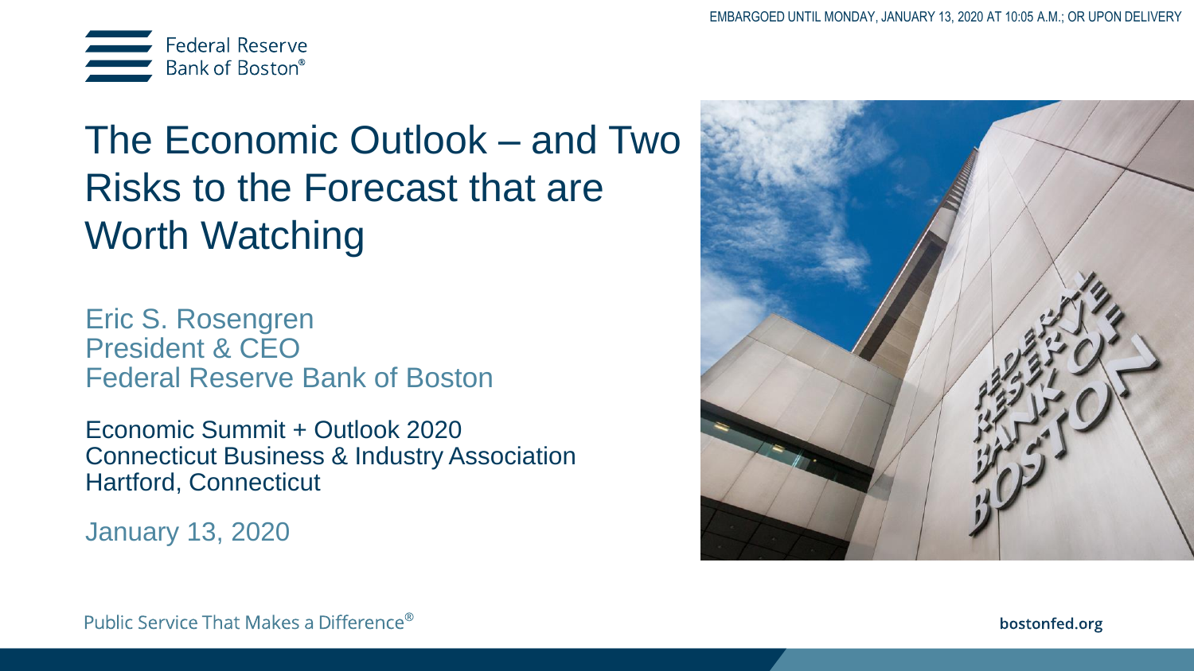EMBARGOED UNTIL MONDAY, JANUARY 13, 2020 AT 10:05 A.M.; OR UPON DELIVERY

Federal Reserve Bank of Boston®

# The Economic Outlook – and Two Risks to the Forecast that are Worth Watching

Eric S. Rosengren
President & CEO
Federal Reserve Bank of Boston

Economic Summit + Outlook 2020
Connecticut Business & Industry Association
Hartford, Connecticut

January 13, 2020

Public Service That Makes a Difference®

bostonfed.org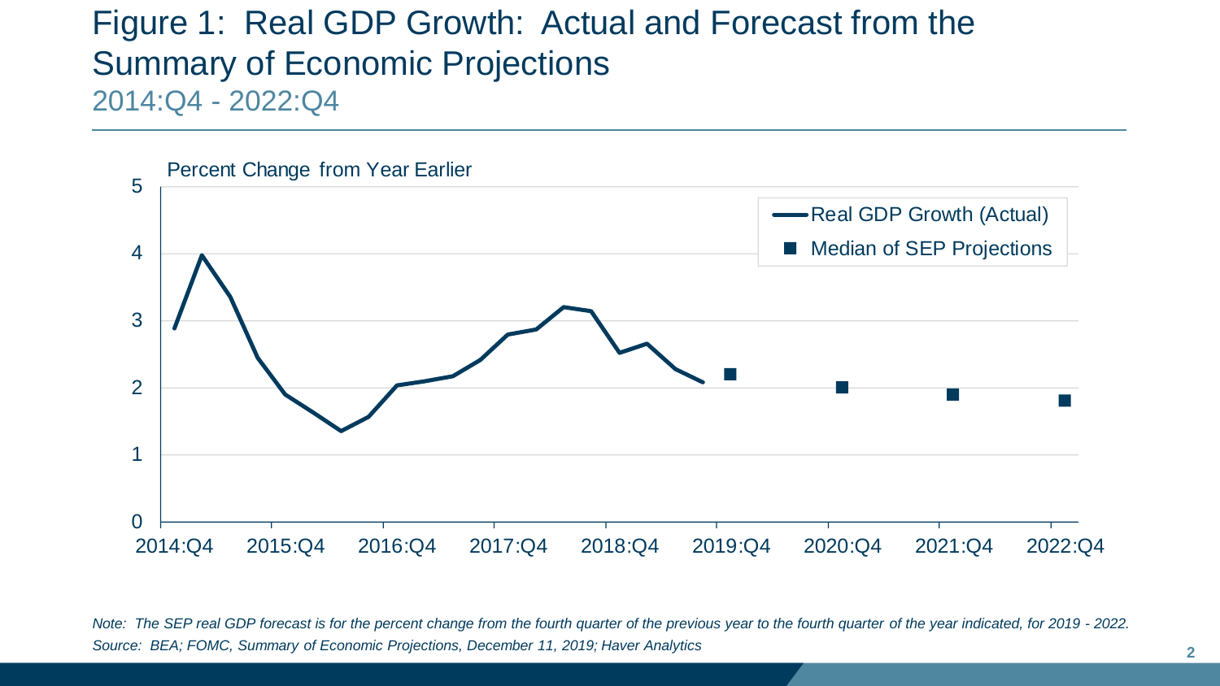# Figure 1: Real GDP Growth: Actual and Forecast from the Summary of Economic Projections

2014:Q4 - 2022:Q4

Percent Change from Year Earlier

- Real GDP Growth (Actual)
- Median of SEP Projections

*Note: The SEP real GDP forecast is for the percent change from the fourth quarter of the previous year to the fourth quarter of the year indicated, for 2019 - 2022.*
*Source: BEA; FOMC, Summary of Economic Projections, December 11, 2019; Haver Analytics*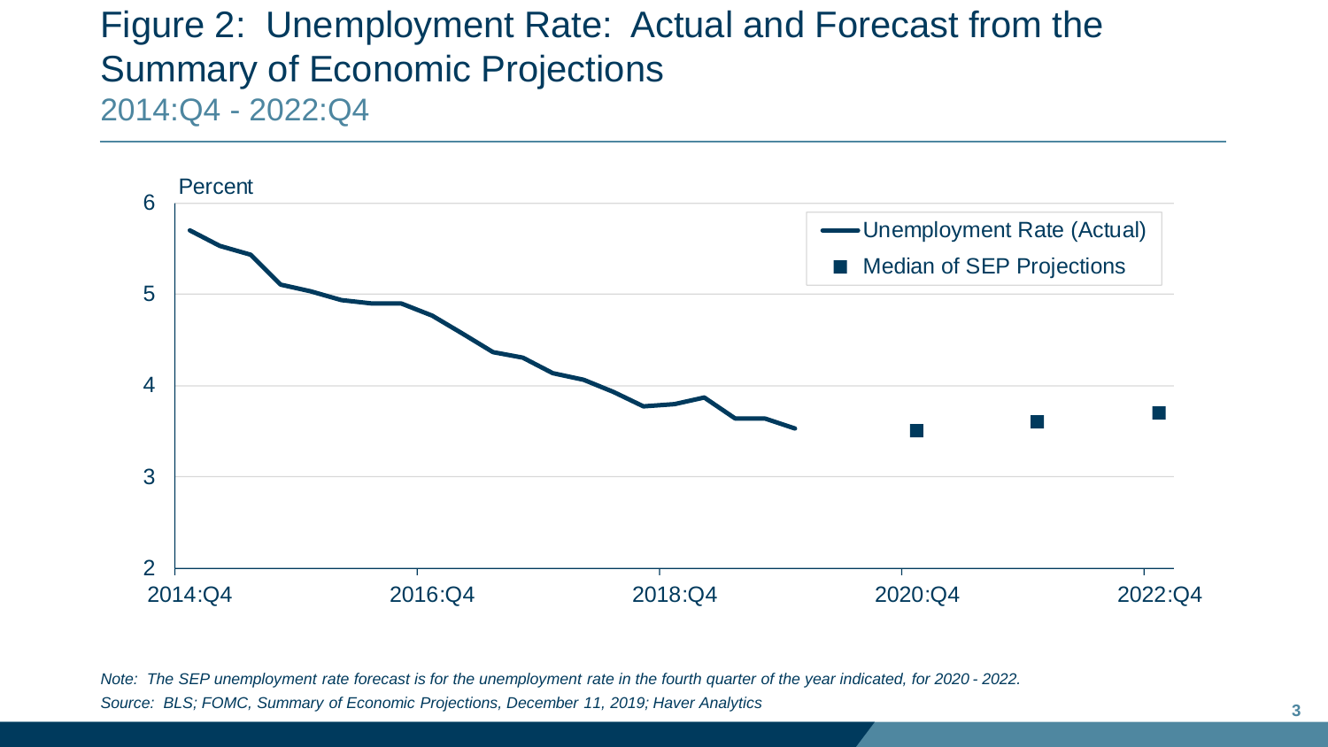# Figure 2: Unemployment Rate: Actual and Forecast from the Summary of Economic Projections

2014:Q4 - 2022:Q4

*Note: The SEP unemployment rate forecast is for the unemployment rate in the fourth quarter of the year indicated, for 2020 - 2022.*

*Source: BLS; FOMC, Summary of Economic Projections, December 11, 2019; Haver Analytics*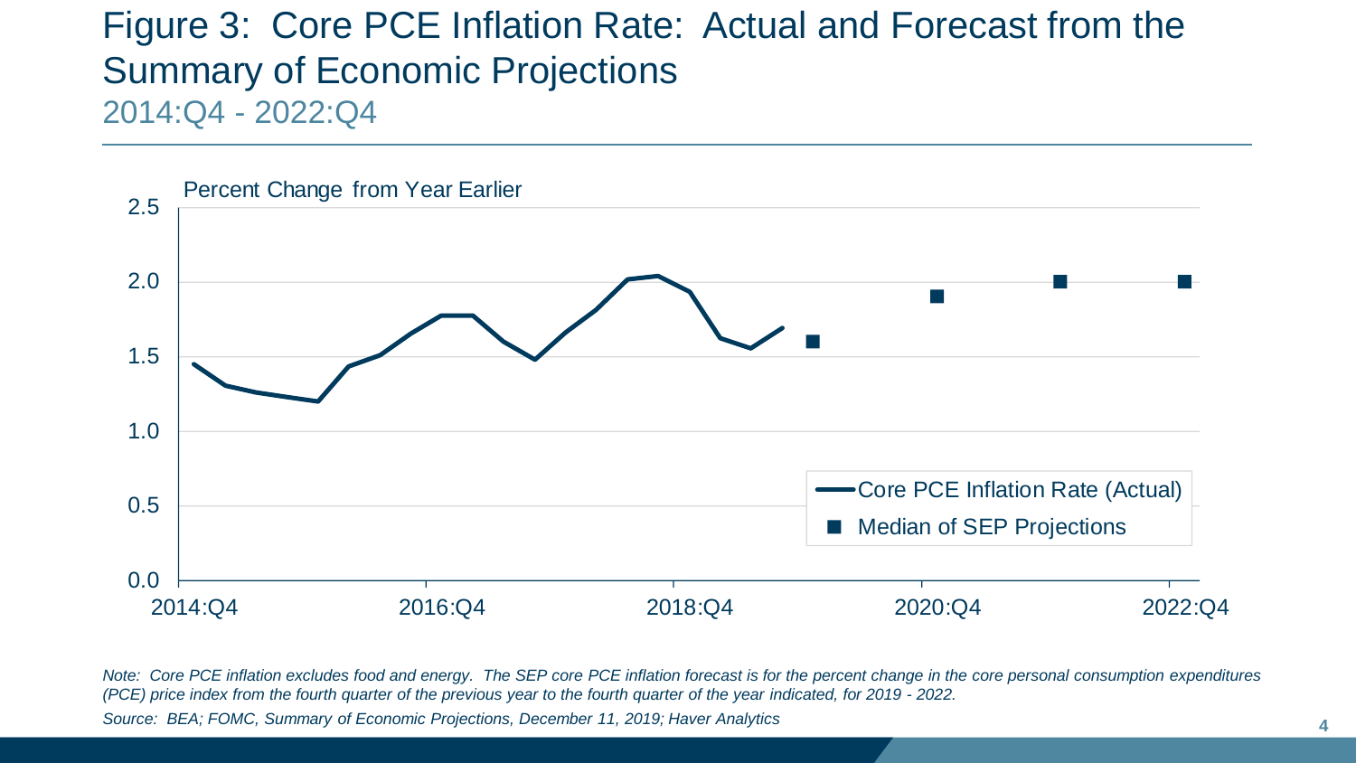# Figure 3: Core PCE Inflation Rate: Actual and Forecast from the Summary of Economic Projections

2014:Q4 - 2022:Q4

Percent Change from Year Earlier

*Note: Core PCE inflation excludes food and energy. The SEP core PCE inflation forecast is for the percent change in the core personal consumption expenditures (PCE) price index from the fourth quarter of the previous year to the fourth quarter of the year indicated, for 2019 - 2022.*

*Source: BEA; FOMC, Summary of Economic Projections, December 11, 2019; Haver Analytics*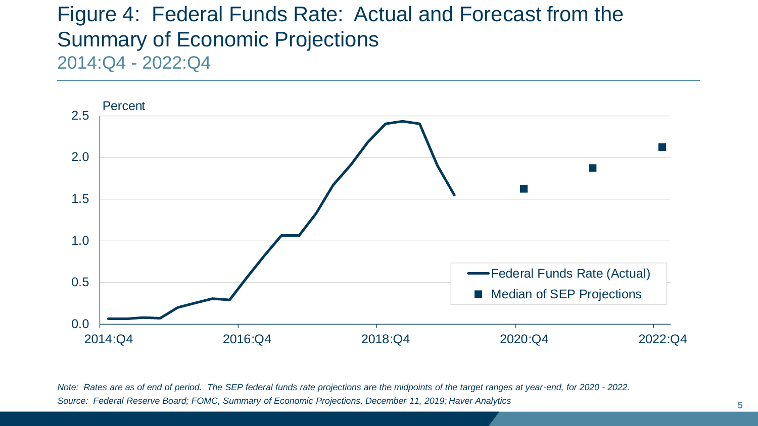# Figure 4: Federal Funds Rate: Actual and Forecast from the Summary of Economic Projections

2014:Q4 - 2022:Q4

*Note: Rates are as of end of period. The SEP federal funds rate projections are the midpoints of the target ranges at year-end, for 2020 - 2022.*

*Source: Federal Reserve Board; FOMC, Summary of Economic Projections, December 11, 2019; Haver Analytics*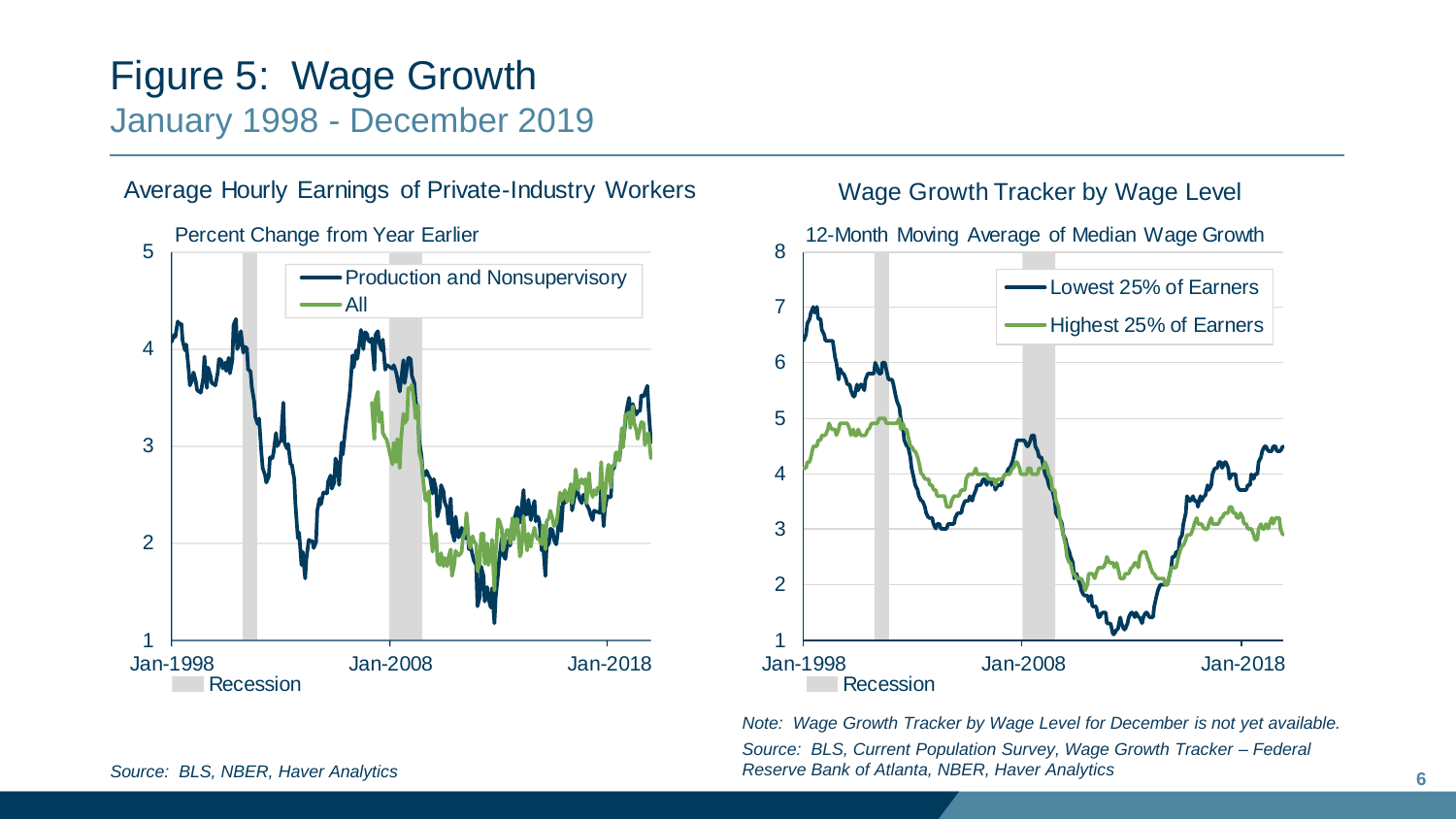# Figure 5: Wage Growth

## January 1998 - December 2019

### Average Hourly Earnings of Private-Industry Workers

Percent Change from Year Earlier

- Production and Nonsupervisory
- All

Recession

*Source: BLS, NBER, Haver Analytics*

### Wage Growth Tracker by Wage Level

12-Month Moving Average of Median Wage Growth

- Lowest 25% of Earners
- Highest 25% of Earners

Recession

*Note: Wage Growth Tracker by Wage Level for December is not yet available.*

*Source: BLS, Current Population Survey, Wage Growth Tracker – Federal Reserve Bank of Atlanta, NBER, Haver Analytics*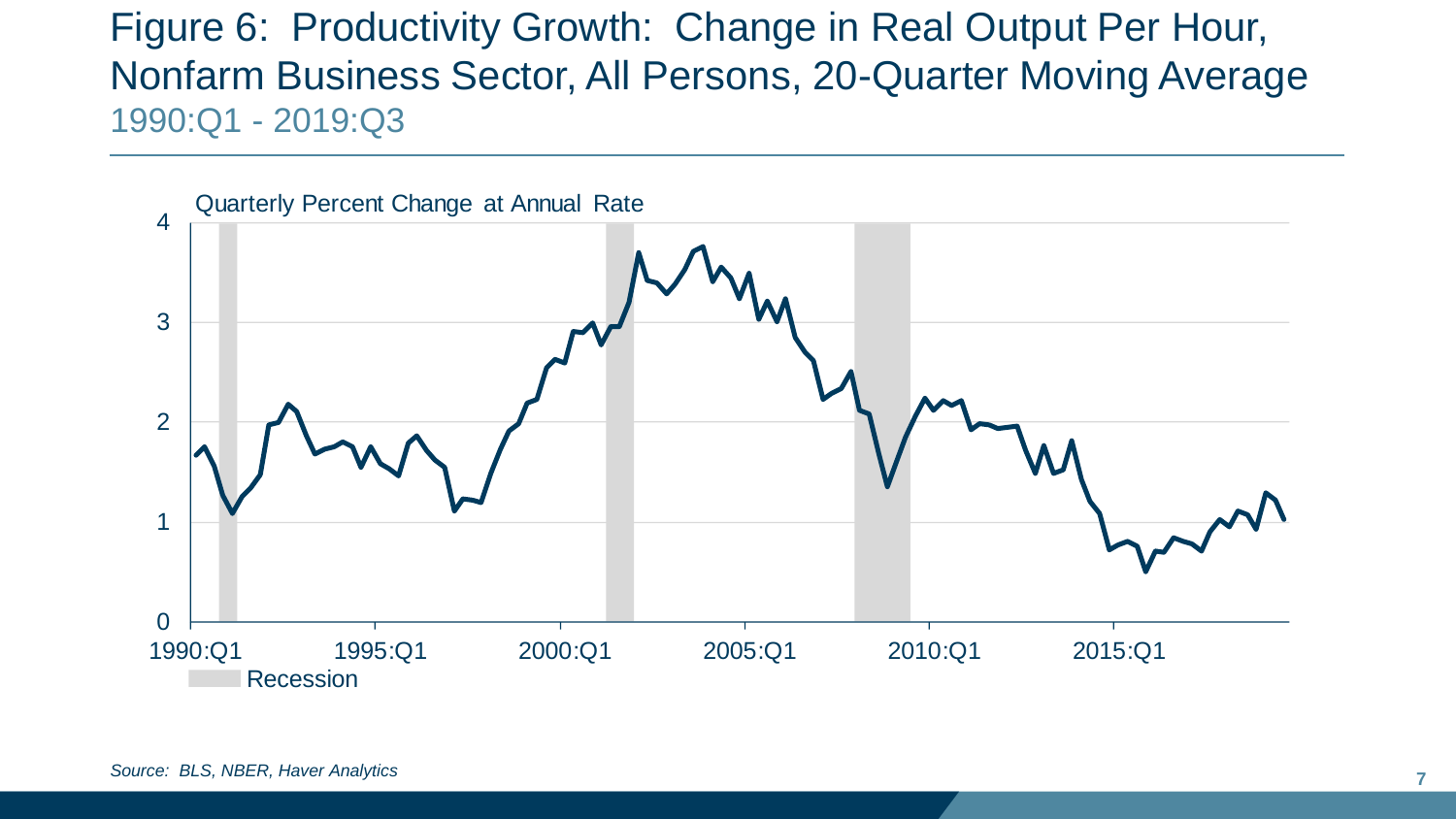# Figure 6: Productivity Growth: Change in Real Output Per Hour, Nonfarm Business Sector, All Persons, 20-Quarter Moving Average

1990:Q1 - 2019:Q3

Quarterly Percent Change at Annual Rate

Recession

*Source: BLS, NBER, Haver Analytics*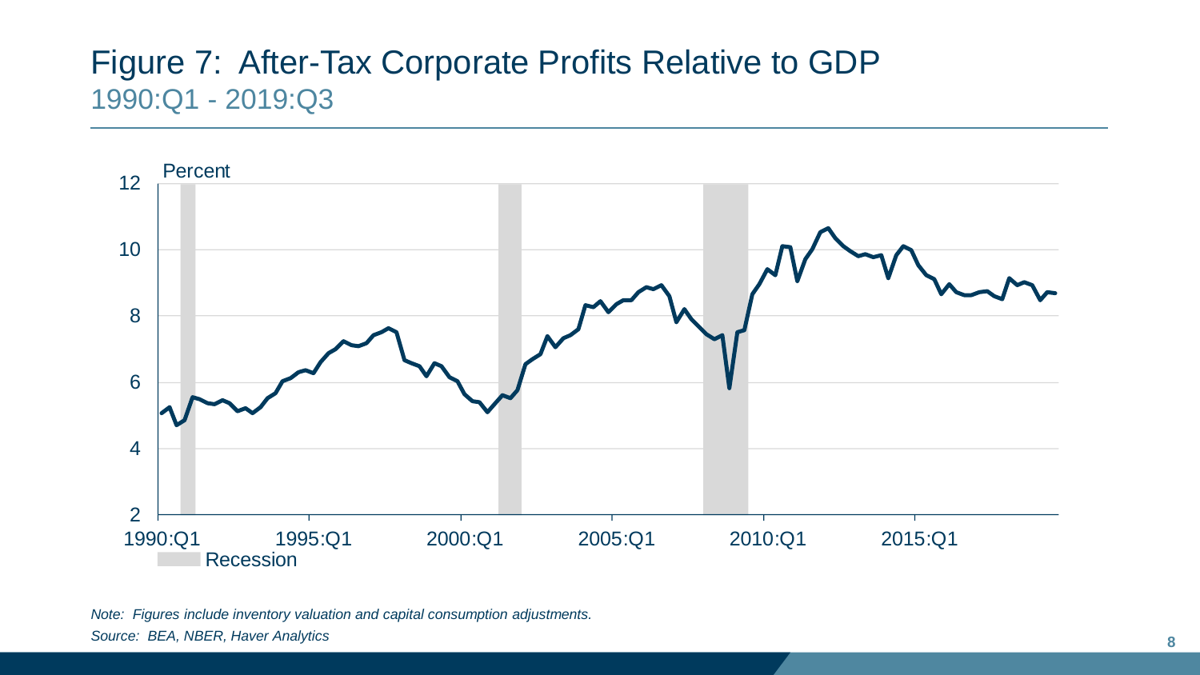# Figure 7: After-Tax Corporate Profits Relative to GDP

## 1990:Q1 - 2019:Q3

*Note: Figures include inventory valuation and capital consumption adjustments.*

*Source: BEA, NBER, Haver Analytics*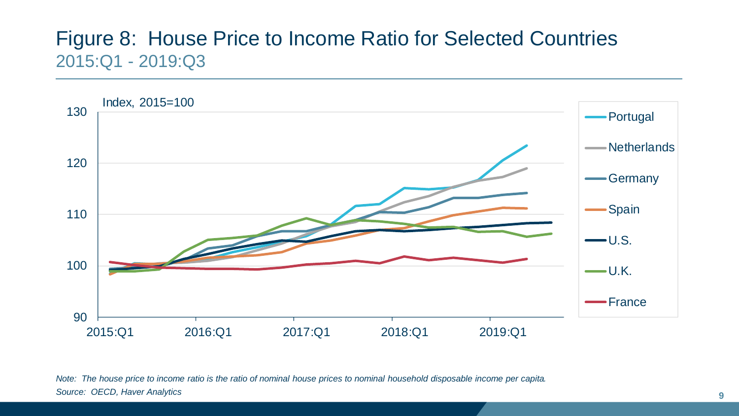# Figure 8: House Price to Income Ratio for Selected Countries

## 2015:Q1 - 2019:Q3

*Note: The house price to income ratio is the ratio of nominal house prices to nominal household disposable income per capita.*

*Source: OECD, Haver Analytics*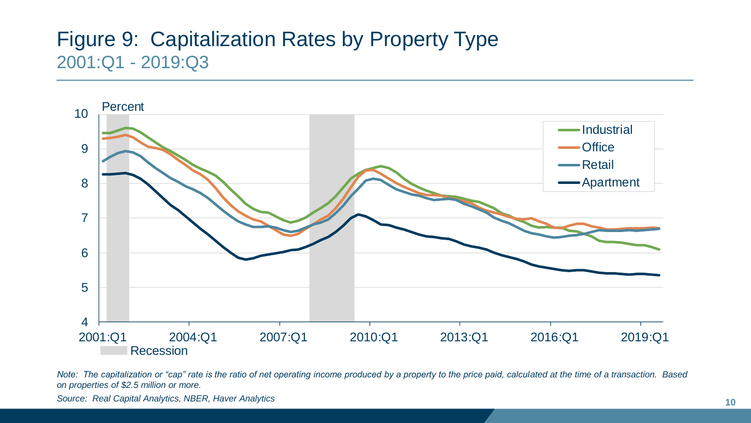# Figure 9: Capitalization Rates by Property Type

2001:Q1 - 2019:Q3

Percent

10
9
8
7
6
5
4

2001:Q1
2004:Q1
2007:Q1
2010:Q1
2013:Q1
2016:Q1
2019:Q1

Industrial
Office
Retail
Apartment

Recession

*Note: The capitalization or "cap" rate is the ratio of net operating income produced by a property to the price paid, calculated at the time of a transaction. Based on properties of $2.5 million or more.*

*Source: Real Capital Analytics, NBER, Haver Analytics*